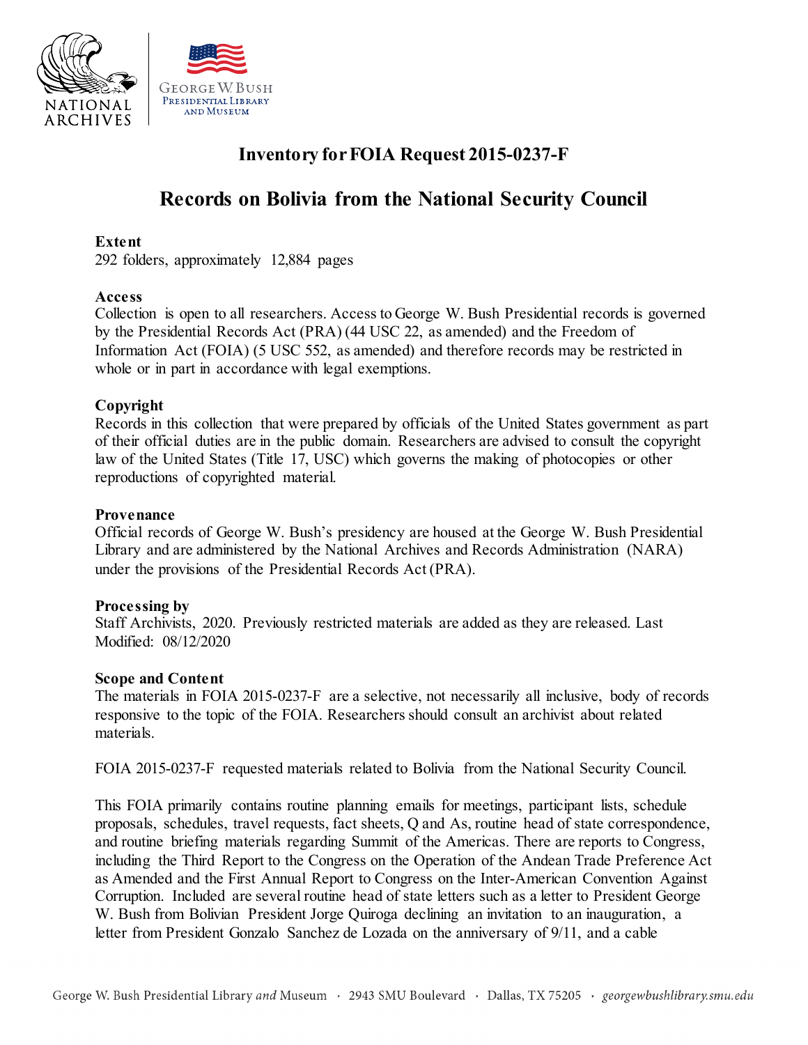# Inventory for FOIA Request 2015-0237-F

## Records on Bolivia from the National Security Council

**Extent**
292 folders, approximately 12,884 pages

**Access**
Collection is open to all researchers. Access to George W. Bush Presidential records is governed by the Presidential Records Act (PRA) (44 USC 22, as amended) and the Freedom of Information Act (FOIA) (5 USC 552, as amended) and therefore records may be restricted in whole or in part in accordance with legal exemptions.

**Copyright**
Records in this collection that were prepared by officials of the United States government as part of their official duties are in the public domain. Researchers are advised to consult the copyright law of the United States (Title 17, USC) which governs the making of photocopies or other reproductions of copyrighted material.

**Provenance**
Official records of George W. Bush's presidency are housed at the George W. Bush Presidential Library and are administered by the National Archives and Records Administration (NARA) under the provisions of the Presidential Records Act (PRA).

**Processing by**
Staff Archivists, 2020. Previously restricted materials are added as they are released. Last Modified: 08/12/2020

**Scope and Content**
The materials in FOIA 2015-0237-F are a selective, not necessarily all inclusive, body of records responsive to the topic of the FOIA. Researchers should consult an archivist about related materials.

FOIA 2015-0237-F requested materials related to Bolivia from the National Security Council.

This FOIA primarily contains routine planning emails for meetings, participant lists, schedule proposals, schedules, travel requests, fact sheets, Q and As, routine head of state correspondence, and routine briefing materials regarding Summit of the Americas. There are reports to Congress, including the Third Report to the Congress on the Operation of the Andean Trade Preference Act as Amended and the First Annual Report to Congress on the Inter-American Convention Against Corruption. Included are several routine head of state letters such as a letter to President George W. Bush from Bolivian President Jorge Quiroga declining an invitation to an inauguration, a letter from President Gonzalo Sanchez de Lozada on the anniversary of 9/11, and a cable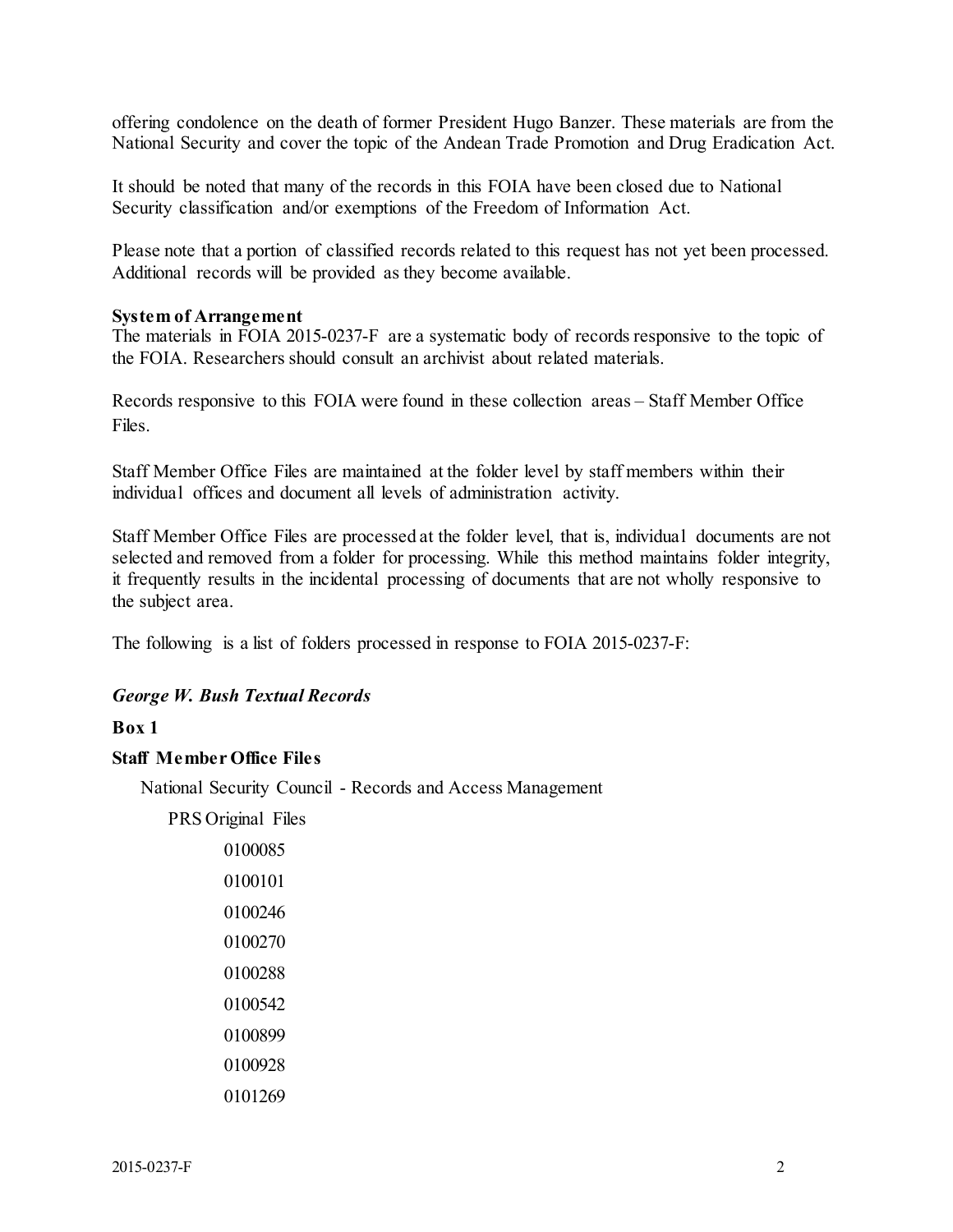offering condolence on the death of former President Hugo Banzer. These materials are from the National Security and cover the topic of the Andean Trade Promotion and Drug Eradication Act.

It should be noted that many of the records in this FOIA have been closed due to National Security classification and/or exemptions of the Freedom of Information Act.

Please note that a portion of classified records related to this request has not yet been processed. Additional records will be provided as they become available.

**System of Arrangement**
The materials in FOIA 2015-0237-F are a systematic body of records responsive to the topic of the FOIA. Researchers should consult an archivist about related materials.

Records responsive to this FOIA were found in these collection areas – Staff Member Office Files.

Staff Member Office Files are maintained at the folder level by staff members within their individual offices and document all levels of administration activity.

Staff Member Office Files are processed at the folder level, that is, individual documents are not selected and removed from a folder for processing. While this method maintains folder integrity, it frequently results in the incidental processing of documents that are not wholly responsive to the subject area.

The following is a list of folders processed in response to FOIA 2015-0237-F:

***George W. Bush Textual Records***

**Box 1**

**Staff Member Office Files**

National Security Council - Records and Access Management

PRS Original Files

0100085

0100101

0100246

0100270

0100288

0100542

0100899

0100928

0101269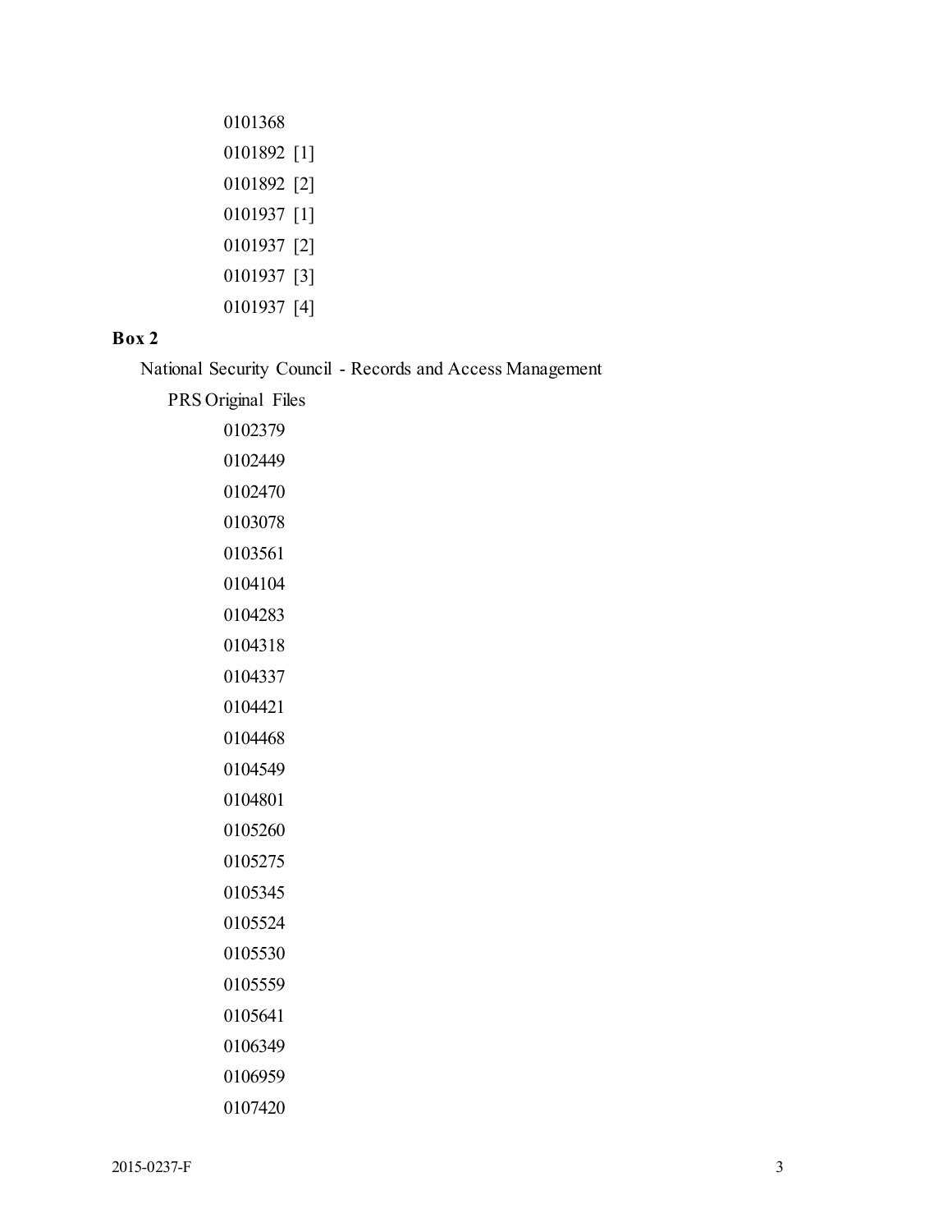0101368

0101892 [1]

0101892 [2]

0101937 [1]

0101937 [2]

0101937 [3]

0101937 [4]

**Box 2**

National Security Council - Records and Access Management

PRS Original Files

0102379

0102449

0102470

0103078

0103561

0104104

0104283

0104318

0104337

0104421

0104468

0104549

0104801

0105260

0105275

0105345

0105524

0105530

0105559

0105641

0106349

0106959

0107420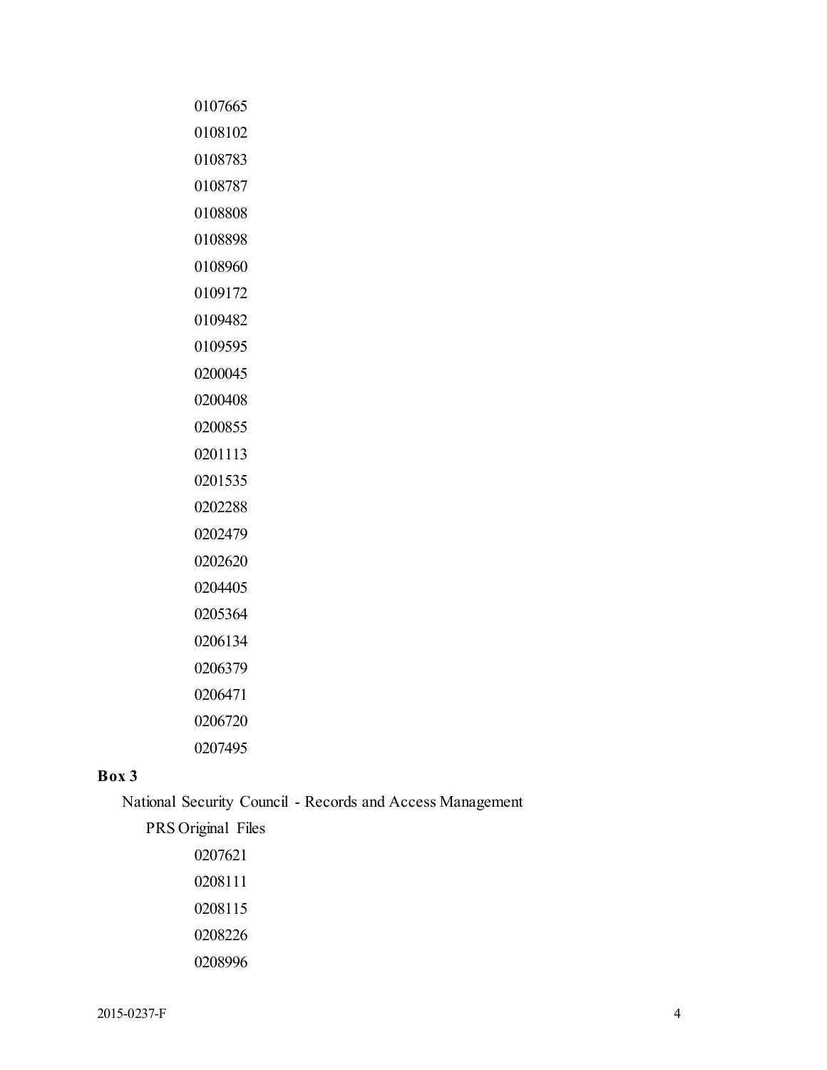0107665

0108102

0108783

0108787

0108808

0108898

0108960

0109172

0109482

0109595

0200045

0200408

0200855

0201113

0201535

0202288

0202479

0202620

0204405

0205364

0206134

0206379

0206471

0206720

0207495

**Box 3**

National Security Council - Records and Access Management

PRS Original Files

0207621

0208111

0208115

0208226

0208996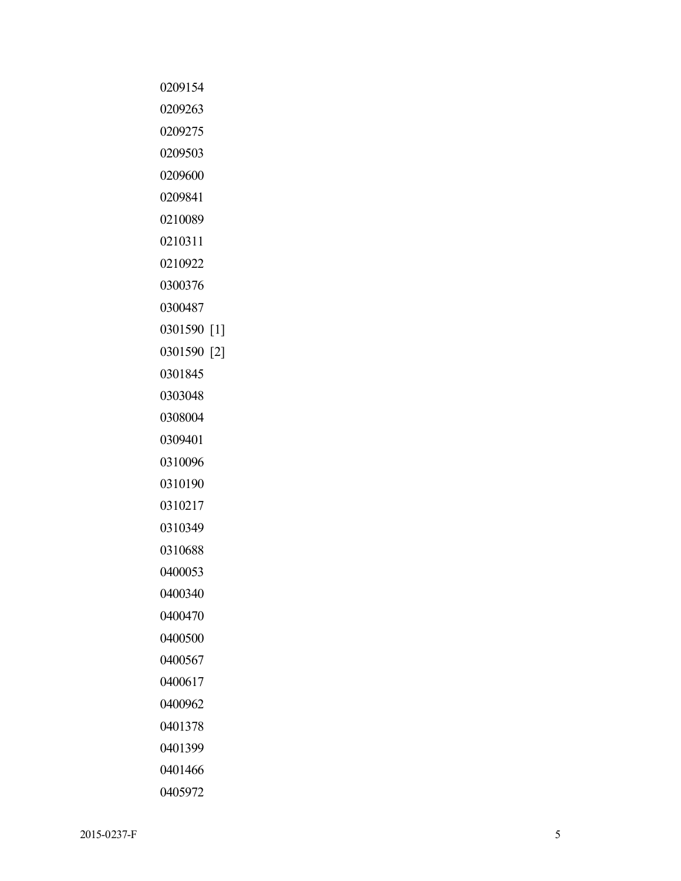0209154

0209263

0209275

0209503

0209600

0209841

0210089

0210311

0210922

0300376

0300487

0301590 [1]

0301590 [2]

0301845

0303048

0308004

0309401

0310096

0310190

0310217

0310349

0310688

0400053

0400340

0400470

0400500

0400567

0400617

0400962

0401378

0401399

0401466

0405972

2015-0237-F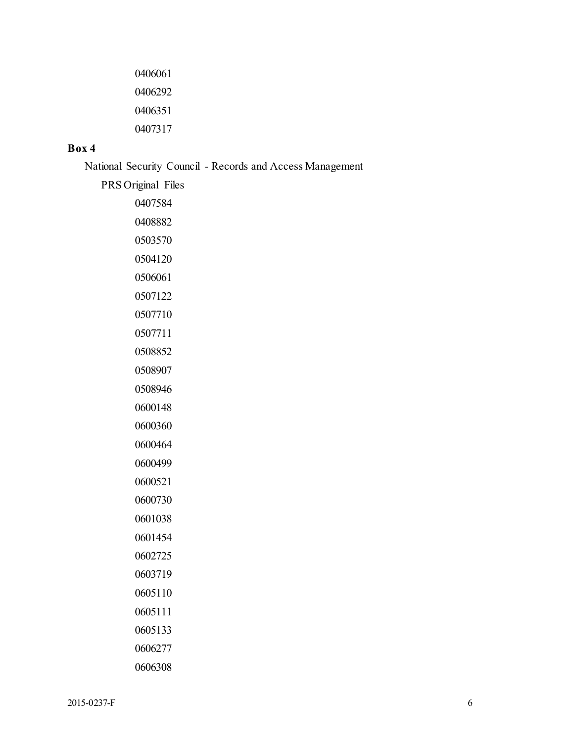0406061

0406292

0406351

0407317

**Box 4**

National Security Council - Records and Access Management

PRS Original Files

0407584

0408882

0503570

0504120

0506061

0507122

0507710

0507711

0508852

0508907

0508946

0600148

0600360

0600464

0600499

0600521

0600730

0601038

0601454

0602725

0603719

0605110

0605111

0605133

0606277

0606308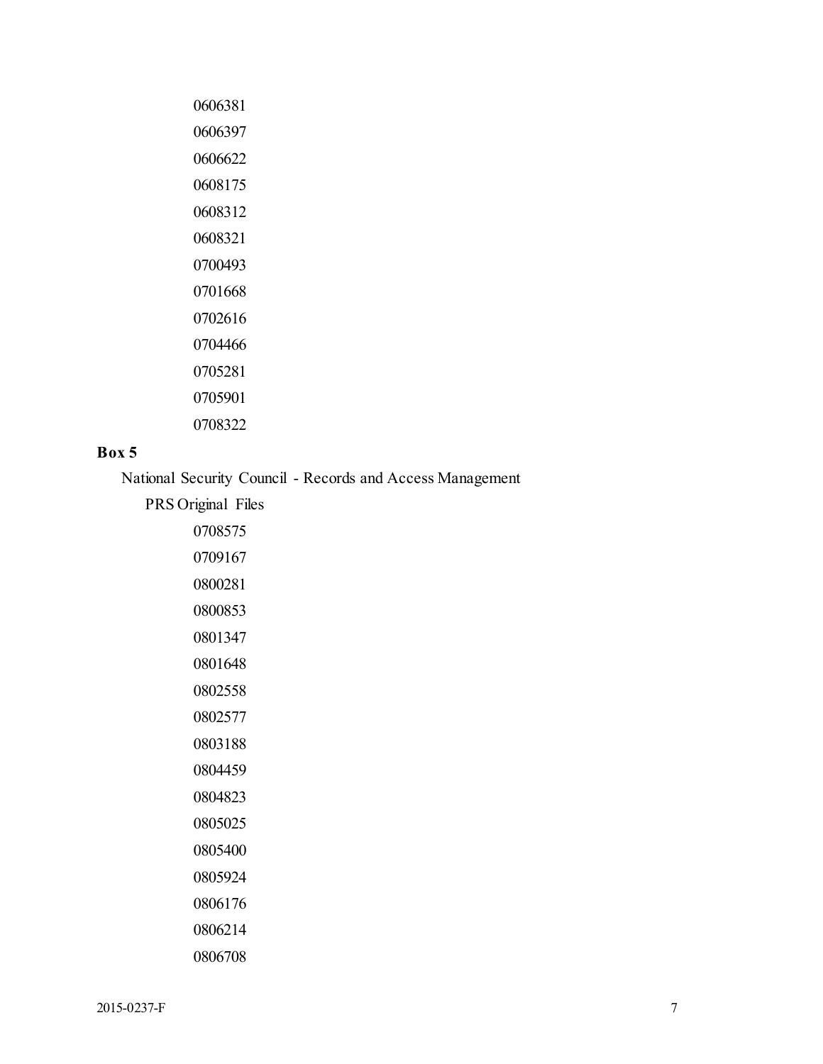0606381

0606397

0606622

0608175

0608312

0608321

0700493

0701668

0702616

0704466

0705281

0705901

0708322

**Box 5**

National Security Council - Records and Access Management

PRS Original Files

0708575

0709167

0800281

0800853

0801347

0801648

0802558

0802577

0803188

0804459

0804823

0805025

0805400

0805924

0806176

0806214

0806708

2015-0237-F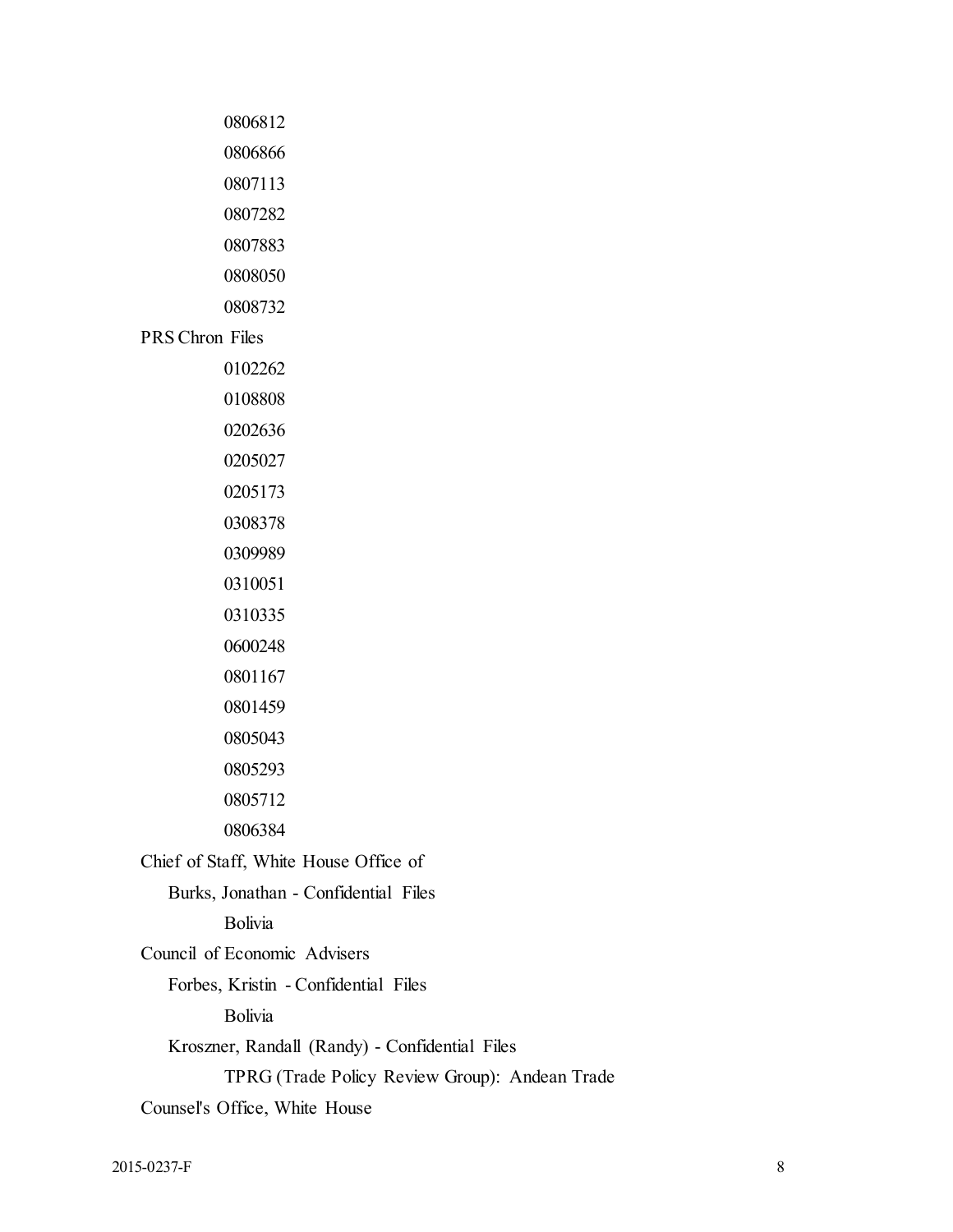0806812

0806866

0807113

0807282

0807883

0808050

0808732

PRS Chron Files

0102262

0108808

0202636

0205027

0205173

0308378

0309989

0310051

0310335

0600248

0801167

0801459

0805043

0805293

0805712

0806384

Chief of Staff, White House Office of

Burks, Jonathan - Confidential Files

Bolivia

Council of Economic Advisers

Forbes, Kristin - Confidential Files

Bolivia

Kroszner, Randall (Randy) - Confidential Files

TPRG (Trade Policy Review Group): Andean Trade

Counsel's Office, White House

2015-0237-F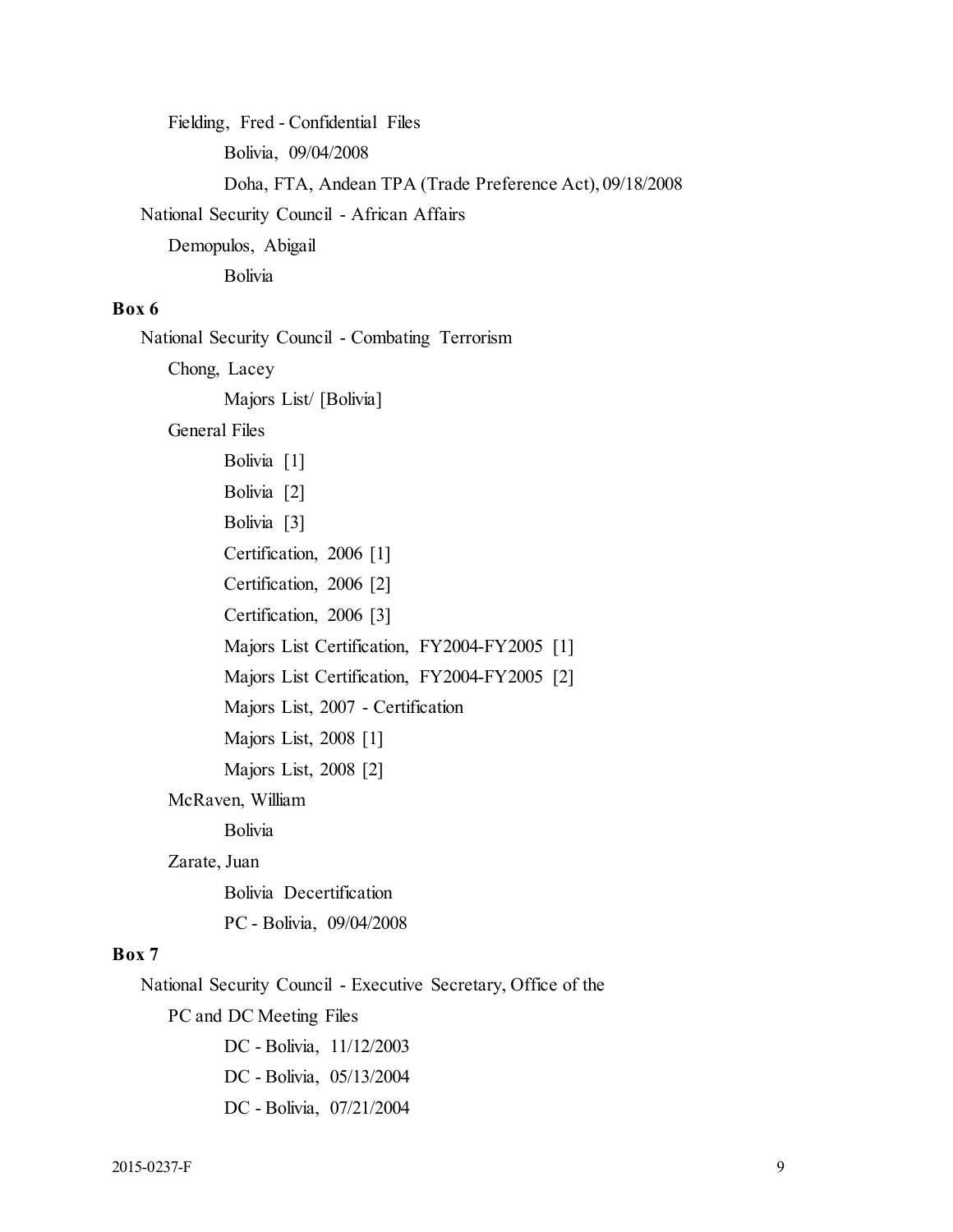Fielding, Fred - Confidential Files

Bolivia, 09/04/2008

Doha, FTA, Andean TPA (Trade Preference Act), 09/18/2008

National Security Council - African Affairs

Demopulos, Abigail

Bolivia

**Box 6**

National Security Council - Combating Terrorism

Chong, Lacey

Majors List/ [Bolivia]

General Files

Bolivia [1]

Bolivia [2]

Bolivia [3]

Certification, 2006 [1]

Certification, 2006 [2]

Certification, 2006 [3]

Majors List Certification, FY2004-FY2005 [1]

Majors List Certification, FY2004-FY2005 [2]

Majors List, 2007 - Certification

Majors List, 2008 [1]

Majors List, 2008 [2]

McRaven, William

Bolivia

Zarate, Juan

Bolivia Decertification

PC - Bolivia, 09/04/2008

**Box 7**

National Security Council - Executive Secretary, Office of the

PC and DC Meeting Files

DC - Bolivia, 11/12/2003

DC - Bolivia, 05/13/2004

DC - Bolivia, 07/21/2004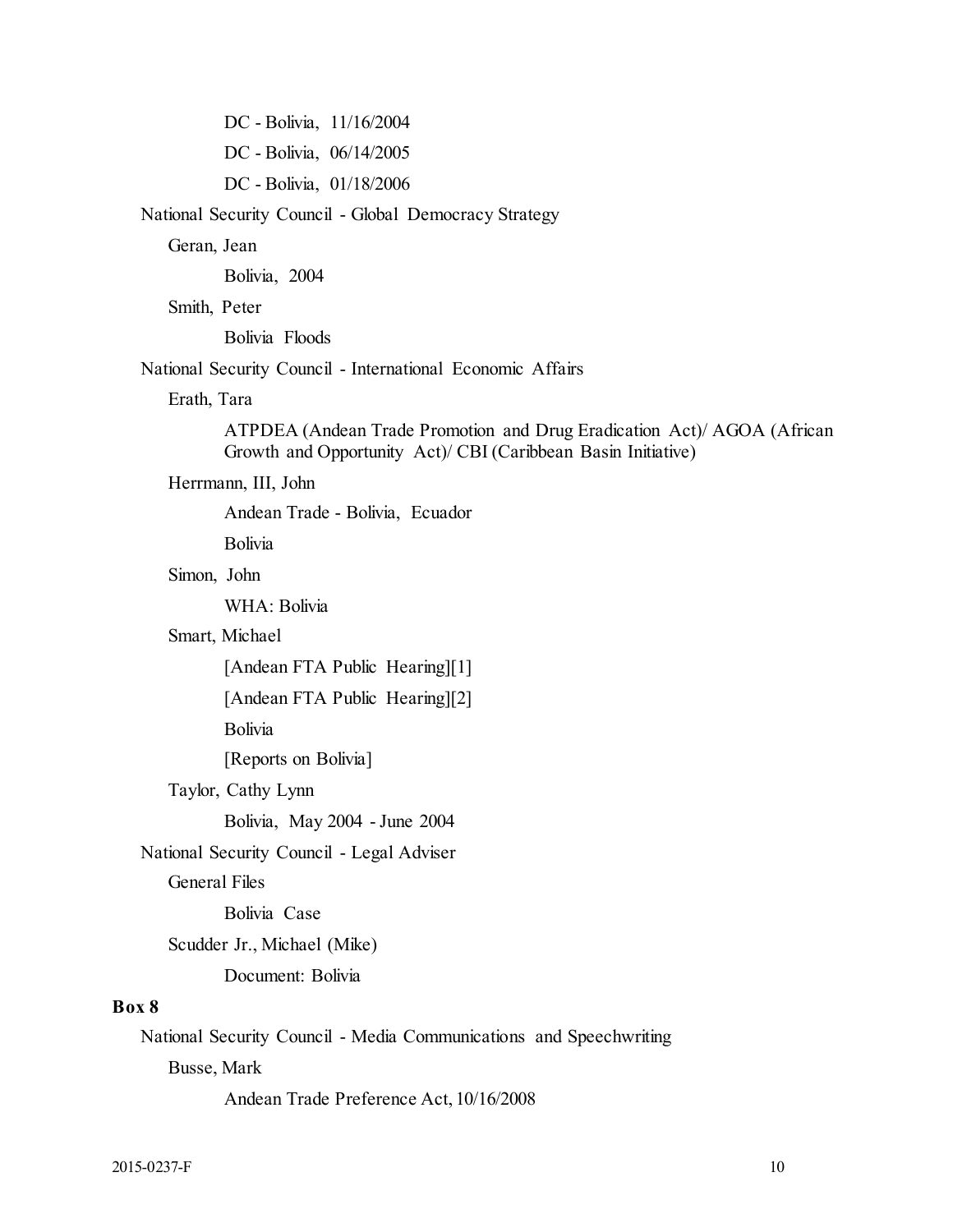DC - Bolivia, 11/16/2004

DC - Bolivia, 06/14/2005

DC - Bolivia, 01/18/2006

National Security Council - Global Democracy Strategy

Geran, Jean

Bolivia, 2004

Smith, Peter

Bolivia Floods

National Security Council - International Economic Affairs

Erath, Tara

ATPDEA (Andean Trade Promotion and Drug Eradication Act)/ AGOA (African Growth and Opportunity Act)/ CBI (Caribbean Basin Initiative)

Herrmann, III, John

Andean Trade - Bolivia, Ecuador

Bolivia

Simon, John

WHA: Bolivia

Smart, Michael

[Andean FTA Public Hearing][1]

[Andean FTA Public Hearing][2]

Bolivia

[Reports on Bolivia]

Taylor, Cathy Lynn

Bolivia, May 2004 - June 2004

National Security Council - Legal Adviser

General Files

Bolivia Case

Scudder Jr., Michael (Mike)

Document: Bolivia

**Box 8**

National Security Council - Media Communications and Speechwriting

Busse, Mark

Andean Trade Preference Act, 10/16/2008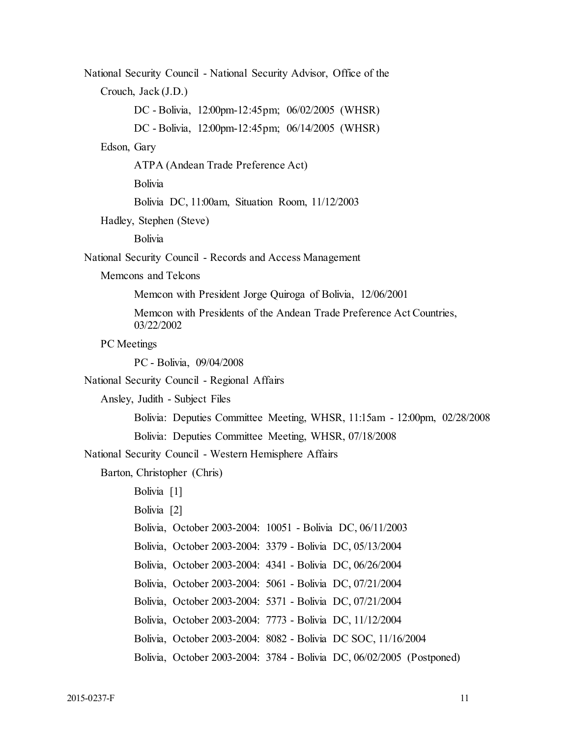National Security Council - National Security Advisor, Office of the

- Crouch, Jack (J.D.)
    - DC - Bolivia, 12:00pm-12:45pm; 06/02/2005 (WHSR)
    - DC - Bolivia, 12:00pm-12:45pm; 06/14/2005 (WHSR)
- Edson, Gary
    - ATPA (Andean Trade Preference Act)
    - Bolivia
    - Bolivia DC, 11:00am, Situation Room, 11/12/2003
- Hadley, Stephen (Steve)
    - Bolivia

National Security Council - Records and Access Management

- Memcons and Telcons
    - Memcon with President Jorge Quiroga of Bolivia, 12/06/2001
    - Memcon with Presidents of the Andean Trade Preference Act Countries, 03/22/2002
- PC Meetings
    - PC - Bolivia, 09/04/2008

National Security Council - Regional Affairs

- Ansley, Judith - Subject Files
    - Bolivia: Deputies Committee Meeting, WHSR, 11:15am - 12:00pm, 02/28/2008
    - Bolivia: Deputies Committee Meeting, WHSR, 07/18/2008

National Security Council - Western Hemisphere Affairs

- Barton, Christopher (Chris)
    - Bolivia [1]
    - Bolivia [2]
    - Bolivia, October 2003-2004: 10051 - Bolivia DC, 06/11/2003
    - Bolivia, October 2003-2004: 3379 - Bolivia DC, 05/13/2004
    - Bolivia, October 2003-2004: 4341 - Bolivia DC, 06/26/2004
    - Bolivia, October 2003-2004: 5061 - Bolivia DC, 07/21/2004
    - Bolivia, October 2003-2004: 5371 - Bolivia DC, 07/21/2004
    - Bolivia, October 2003-2004: 7773 - Bolivia DC, 11/12/2004
    - Bolivia, October 2003-2004: 8082 - Bolivia DC SOC, 11/16/2004
    - Bolivia, October 2003-2004: 3784 - Bolivia DC, 06/02/2005 (Postponed)

2015-0237-F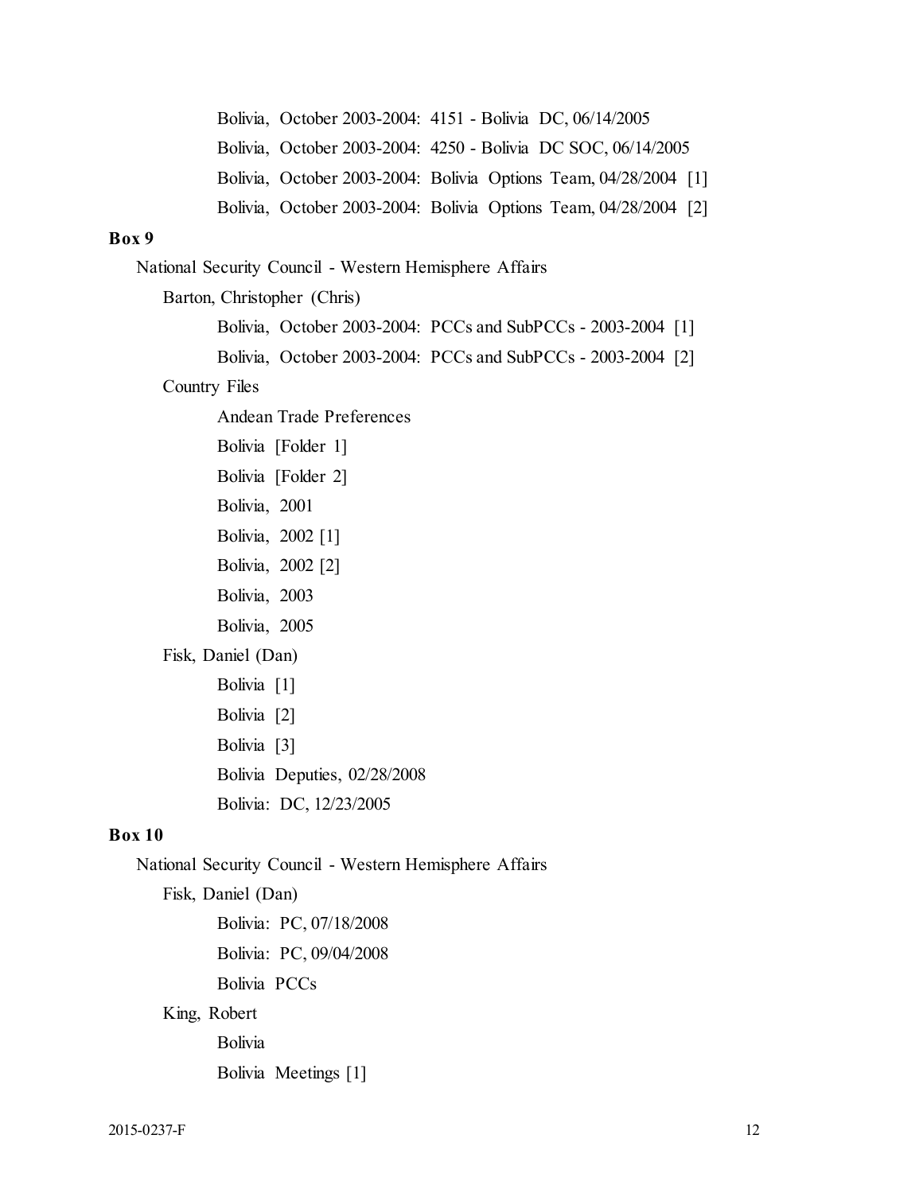Bolivia, October 2003-2004: 4151 - Bolivia DC, 06/14/2005

Bolivia, October 2003-2004: 4250 - Bolivia DC SOC, 06/14/2005

Bolivia, October 2003-2004: Bolivia Options Team, 04/28/2004 [1]

Bolivia, October 2003-2004: Bolivia Options Team, 04/28/2004 [2]

**Box 9**

National Security Council - Western Hemisphere Affairs

Barton, Christopher (Chris)

Bolivia, October 2003-2004: PCCs and SubPCCs - 2003-2004 [1]

Bolivia, October 2003-2004: PCCs and SubPCCs - 2003-2004 [2]

Country Files

Andean Trade Preferences

Bolivia [Folder 1]

Bolivia [Folder 2]

Bolivia, 2001

Bolivia, 2002 [1]

Bolivia, 2002 [2]

Bolivia, 2003

Bolivia, 2005

Fisk, Daniel (Dan)

Bolivia [1]

Bolivia [2]

Bolivia [3]

Bolivia Deputies, 02/28/2008

Bolivia: DC, 12/23/2005

**Box 10**

National Security Council - Western Hemisphere Affairs

Fisk, Daniel (Dan)

Bolivia: PC, 07/18/2008

Bolivia: PC, 09/04/2008

Bolivia PCCs

King, Robert

Bolivia

Bolivia Meetings [1]

2015-0237-F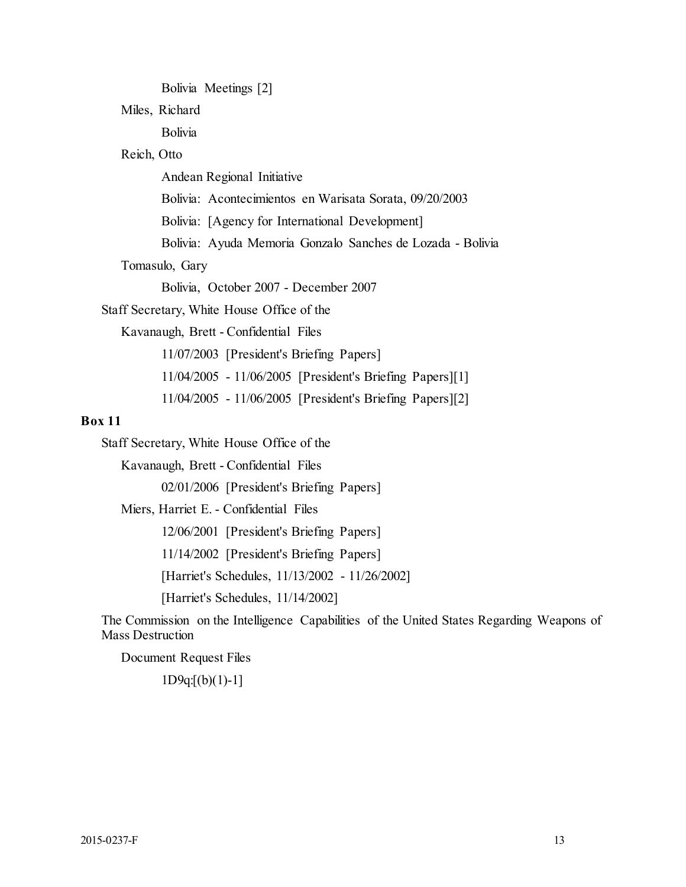Bolivia Meetings [2]

Miles, Richard

Bolivia

Reich, Otto

Andean Regional Initiative

Bolivia: Acontecimientos en Warisata Sorata, 09/20/2003

Bolivia: [Agency for International Development]

Bolivia: Ayuda Memoria Gonzalo Sanches de Lozada - Bolivia

Tomasulo, Gary

Bolivia, October 2007 - December 2007

Staff Secretary, White House Office of the

Kavanaugh, Brett - Confidential Files

11/07/2003 [President's Briefing Papers]

11/04/2005 - 11/06/2005 [President's Briefing Papers][1]

11/04/2005 - 11/06/2005 [President's Briefing Papers][2]

**Box 11**

Staff Secretary, White House Office of the

Kavanaugh, Brett - Confidential Files

02/01/2006 [President's Briefing Papers]

Miers, Harriet E. - Confidential Files

12/06/2001 [President's Briefing Papers]

11/14/2002 [President's Briefing Papers]

[Harriet's Schedules, 11/13/2002 - 11/26/2002]

[Harriet's Schedules, 11/14/2002]

The Commission on the Intelligence Capabilities of the United States Regarding Weapons of Mass Destruction

Document Request Files

1D9q:[(b)(1)-1]